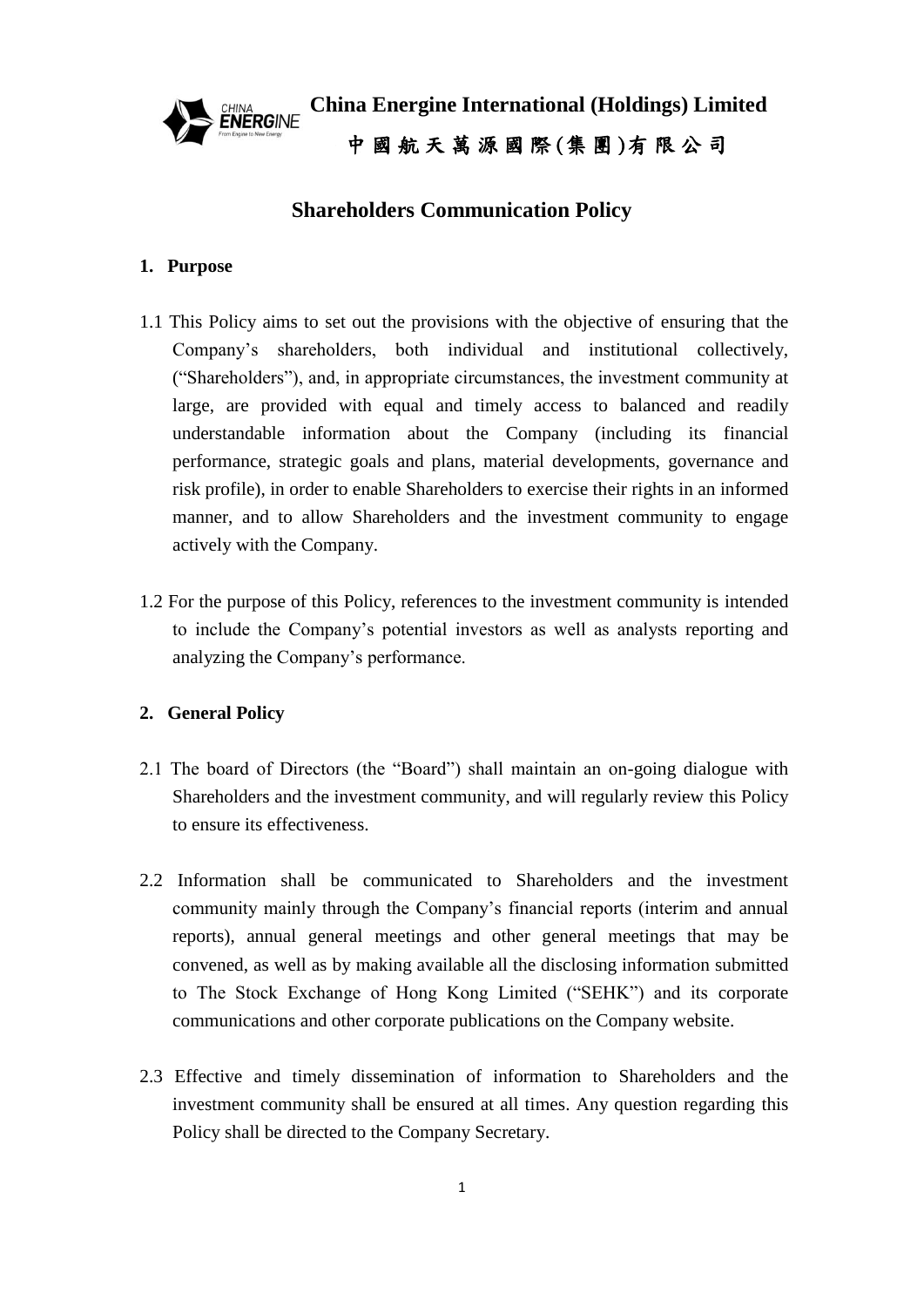**China Energine International (Holdings) Limited**

**中國航天萬源國際(集團)有限公司**

# Shareholders Communication Policy

## 1. Purpose

1.1 This Policy aims to set out the provisions with the objective of ensuring that the Company's shareholders, both individual and institutional collectively, ("Shareholders"), and, in appropriate circumstances, the investment community at large, are provided with equal and timely access to balanced and readily understandable information about the Company (including its financial performance, strategic goals and plans, material developments, governance and risk profile), in order to enable Shareholders to exercise their rights in an informed manner, and to allow Shareholders and the investment community to engage actively with the Company.

1.2 For the purpose of this Policy, references to the investment community is intended to include the Company's potential investors as well as analysts reporting and analyzing the Company's performance.

## 2. General Policy

2.1 The board of Directors (the "Board") shall maintain an on-going dialogue with Shareholders and the investment community, and will regularly review this Policy to ensure its effectiveness.

2.2 Information shall be communicated to Shareholders and the investment community mainly through the Company's financial reports (interim and annual reports), annual general meetings and other general meetings that may be convened, as well as by making available all the disclosing information submitted to The Stock Exchange of Hong Kong Limited ("SEHK") and its corporate communications and other corporate publications on the Company website.

2.3 Effective and timely dissemination of information to Shareholders and the investment community shall be ensured at all times. Any question regarding this Policy shall be directed to the Company Secretary.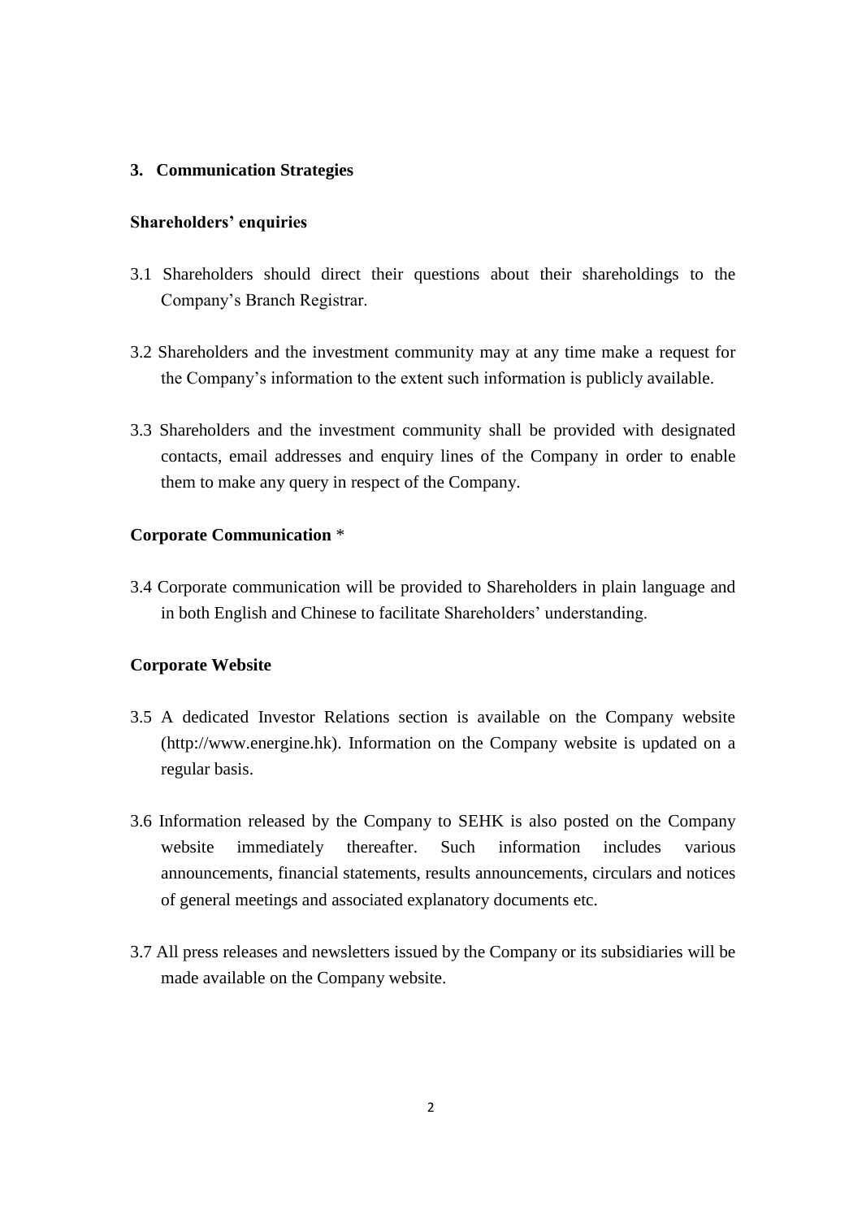## 3. Communication Strategies

**Shareholders' enquiries**

3.1 Shareholders should direct their questions about their shareholdings to the Company's Branch Registrar.

3.2 Shareholders and the investment community may at any time make a request for the Company's information to the extent such information is publicly available.

3.3 Shareholders and the investment community shall be provided with designated contacts, email addresses and enquiry lines of the Company in order to enable them to make any query in respect of the Company.

**Corporate Communication** *

3.4 Corporate communication will be provided to Shareholders in plain language and in both English and Chinese to facilitate Shareholders' understanding.

**Corporate Website**

3.5 A dedicated Investor Relations section is available on the Company website (http://www.energine.hk). Information on the Company website is updated on a regular basis.

3.6 Information released by the Company to SEHK is also posted on the Company website immediately thereafter. Such information includes various announcements, financial statements, results announcements, circulars and notices of general meetings and associated explanatory documents etc.

3.7 All press releases and newsletters issued by the Company or its subsidiaries will be made available on the Company website.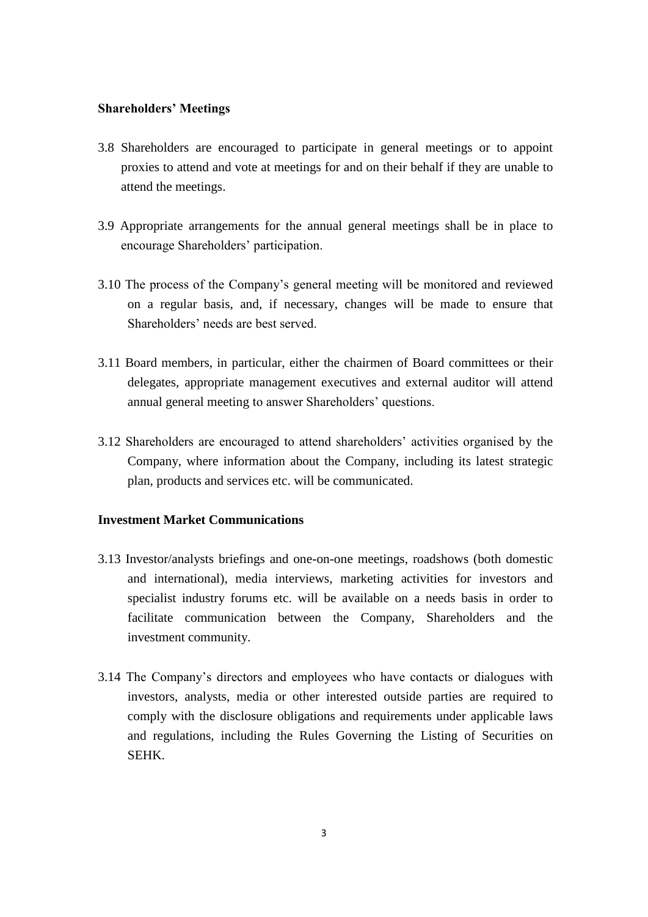**Shareholders' Meetings**

3.8 Shareholders are encouraged to participate in general meetings or to appoint proxies to attend and vote at meetings for and on their behalf if they are unable to attend the meetings.

3.9 Appropriate arrangements for the annual general meetings shall be in place to encourage Shareholders' participation.

3.10 The process of the Company's general meeting will be monitored and reviewed on a regular basis, and, if necessary, changes will be made to ensure that Shareholders' needs are best served.

3.11 Board members, in particular, either the chairmen of Board committees or their delegates, appropriate management executives and external auditor will attend annual general meeting to answer Shareholders' questions.

3.12 Shareholders are encouraged to attend shareholders' activities organised by the Company, where information about the Company, including its latest strategic plan, products and services etc. will be communicated.

**Investment Market Communications**

3.13 Investor/analysts briefings and one-on-one meetings, roadshows (both domestic and international), media interviews, marketing activities for investors and specialist industry forums etc. will be available on a needs basis in order to facilitate communication between the Company, Shareholders and the investment community.

3.14 The Company's directors and employees who have contacts or dialogues with investors, analysts, media or other interested outside parties are required to comply with the disclosure obligations and requirements under applicable laws and regulations, including the Rules Governing the Listing of Securities on SEHK.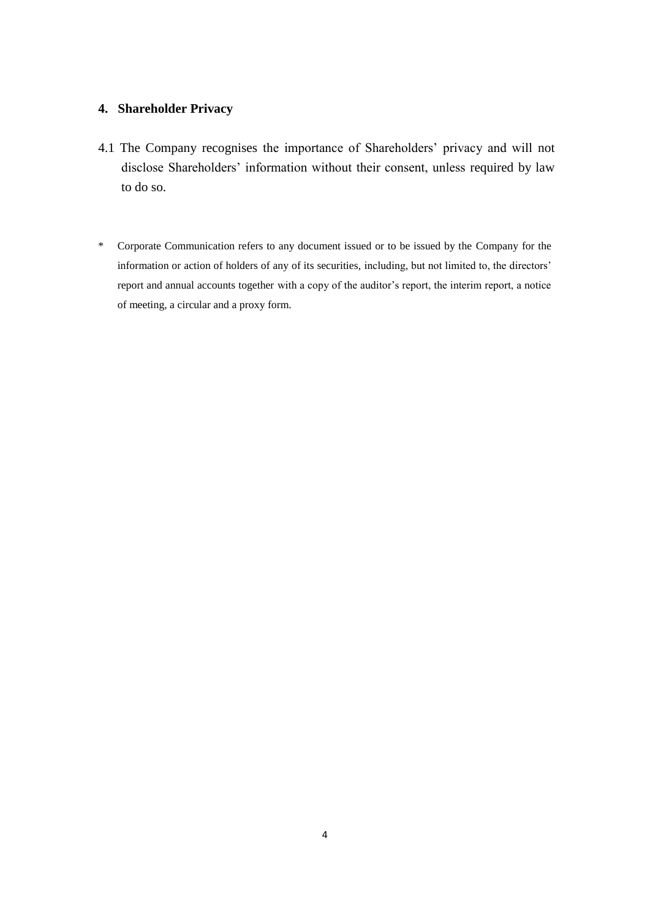## 4. Shareholder Privacy

4.1 The Company recognises the importance of Shareholders' privacy and will not disclose Shareholders' information without their consent, unless required by law to do so.

* Corporate Communication refers to any document issued or to be issued by the Company for the information or action of holders of any of its securities, including, but not limited to, the directors' report and annual accounts together with a copy of the auditor's report, the interim report, a notice of meeting, a circular and a proxy form.